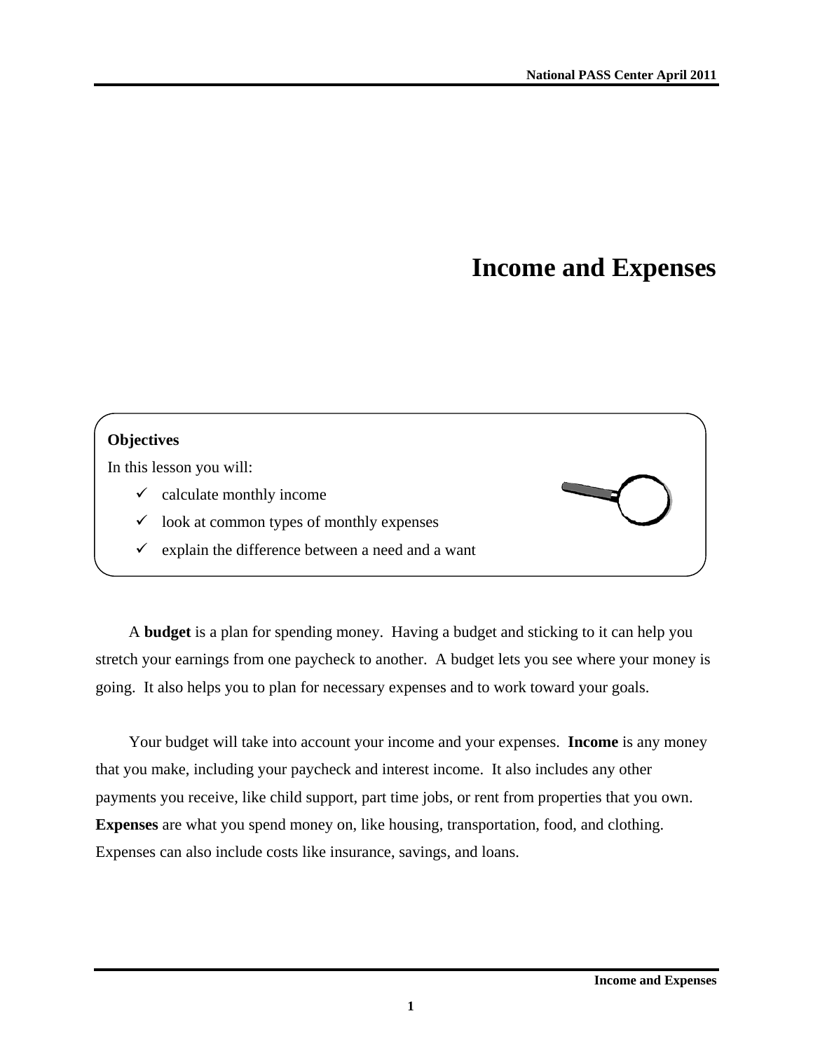# Income and Expenses

**Objectives**

In this lesson you will:

- ✓ calculate monthly income
- ✓ look at common types of monthly expenses
- ✓ explain the difference between a need and a want

A **budget** is a plan for spending money. Having a budget and sticking to it can help you stretch your earnings from one paycheck to another. A budget lets you see where your money is going. It also helps you to plan for necessary expenses and to work toward your goals.

Your budget will take into account your income and your expenses. **Income** is any money that you make, including your paycheck and interest income. It also includes any other payments you receive, like child support, part time jobs, or rent from properties that you own. **Expenses** are what you spend money on, like housing, transportation, food, and clothing. Expenses can also include costs like insurance, savings, and loans.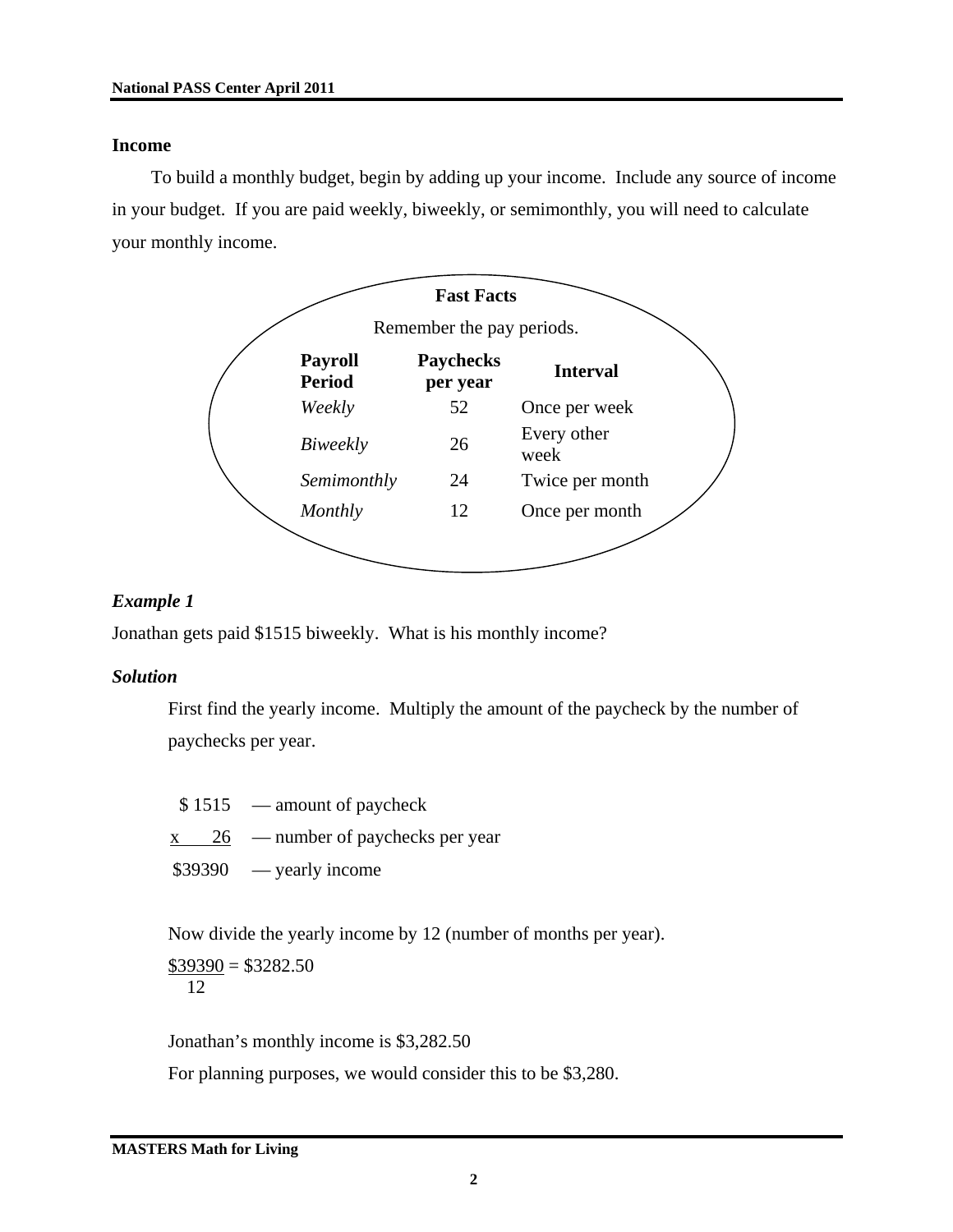## Income

To build a monthly budget, begin by adding up your income. Include any source of income in your budget. If you are paid weekly, biweekly, or semimonthly, you will need to calculate your monthly income.

**Fast Facts**

Remember the pay periods.

| Payroll Period | Paychecks per year | Interval |
|---|---|---|
| *Weekly* | 52 | Once per week |
| *Biweekly* | 26 | Every other week |
| *Semimonthly* | 24 | Twice per month |
| *Monthly* | 12 | Once per month |

### *Example 1*

Jonathan gets paid $1515 biweekly. What is his monthly income?

### *Solution*

First find the yearly income. Multiply the amount of the paycheck by the number of paychecks per year.

```
  $ 1515   — amount of paycheck
x     26   — number of paychecks per year
 $39390    — yearly income
```

Now divide the yearly income by 12 (number of months per year).

$$\frac{\$39390}{12} = \$3282.50$$

Jonathan's monthly income is $3,282.50

For planning purposes, we would consider this to be $3,280.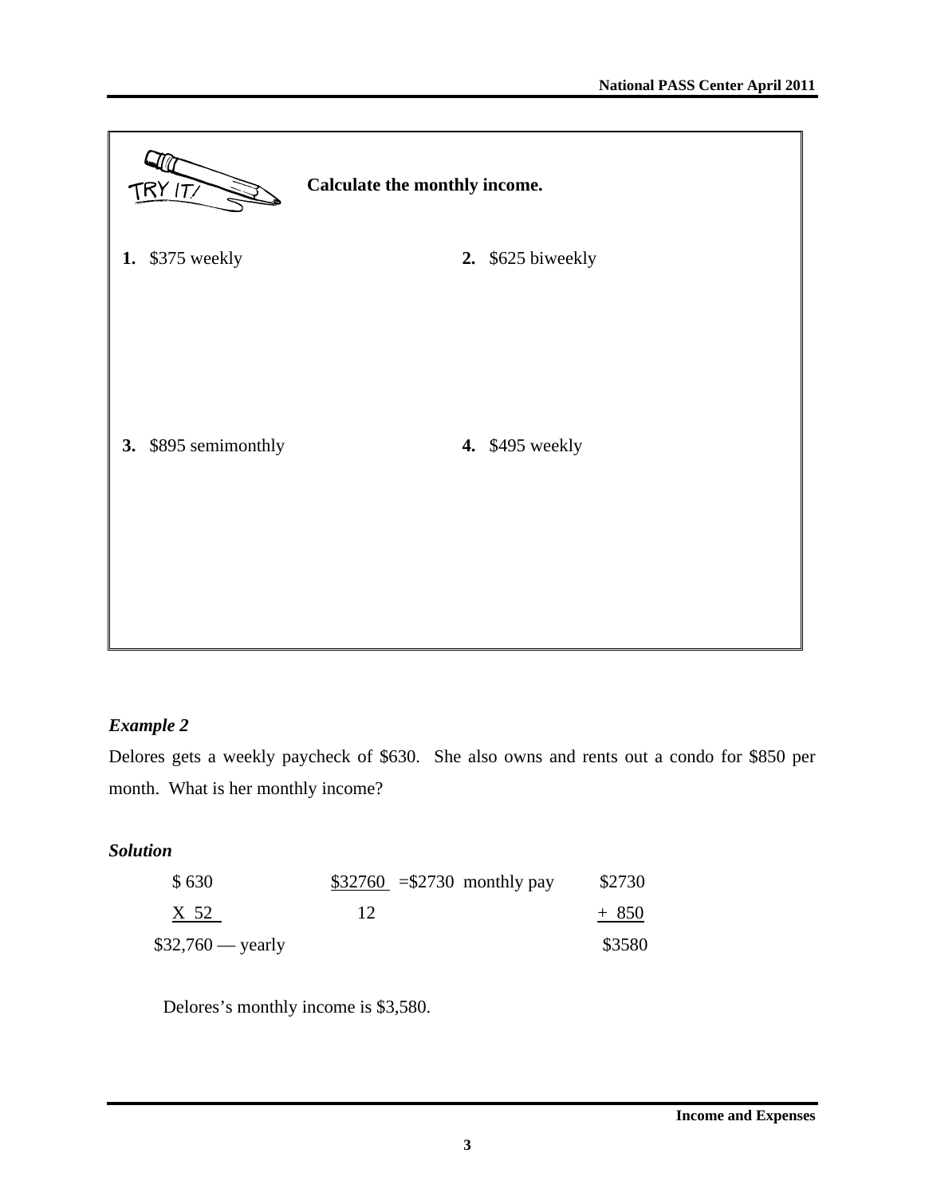TRY IT! **Calculate the monthly income.**

**1.** $375 weekly

**2.** $625 biweekly

**3.** $895 semimonthly

**4.** $495 weekly

***Example 2***

Delores gets a weekly paycheck of $630. She also owns and rents out a condo for $850 per month. What is her monthly income?

***Solution***

$$\begin{array}{r} \$\,630 \\ \underline{\times\ 52} \\ \$32{,}760 \text{ — yearly} \end{array} \qquad \frac{\$32760}{12} = \$2730 \text{ monthly pay} \qquad \begin{array}{r} \$2730 \\ \underline{+\ 850} \\ \$3580 \end{array}$$

Delores's monthly income is $3,580.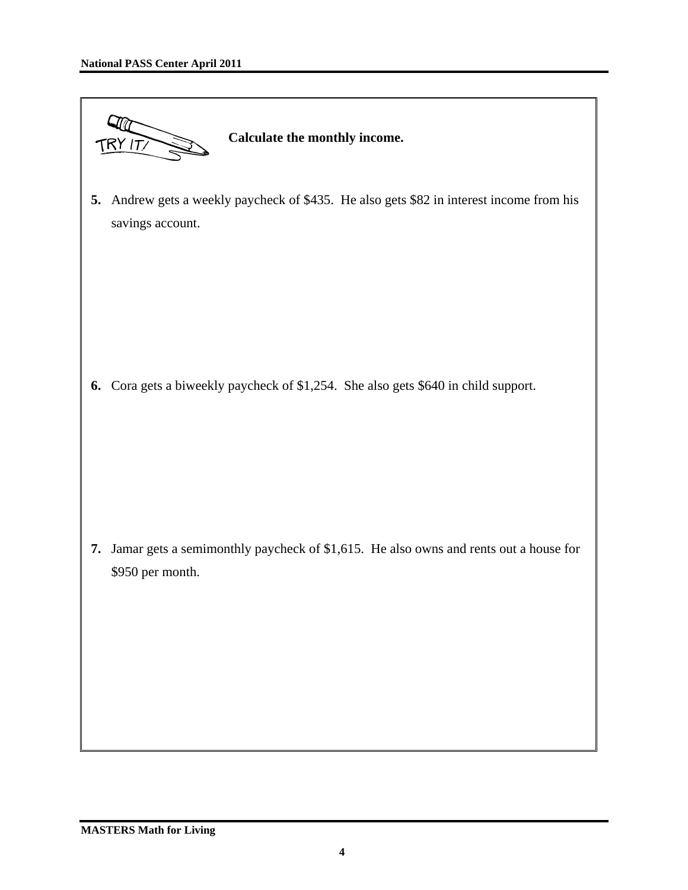TRY IT!

**Calculate the monthly income.**

**5.** Andrew gets a weekly paycheck of $435. He also gets $82 in interest income from his savings account.

**6.** Cora gets a biweekly paycheck of $1,254. She also gets $640 in child support.

**7.** Jamar gets a semimonthly paycheck of $1,615. He also owns and rents out a house for $950 per month.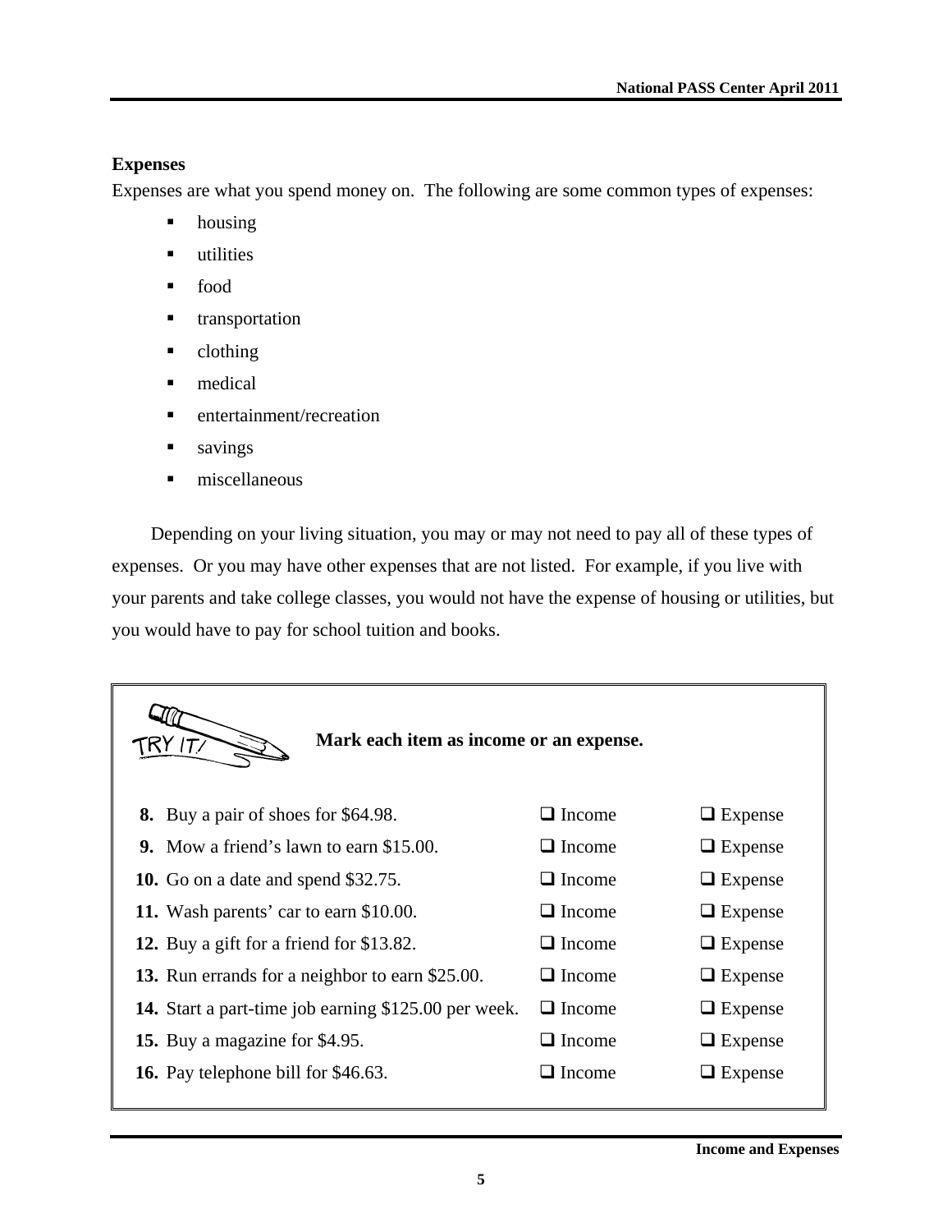## Expenses

Expenses are what you spend money on. The following are some common types of expenses:

- housing
- utilities
- food
- transportation
- clothing
- medical
- entertainment/recreation
- savings
- miscellaneous

Depending on your living situation, you may or may not need to pay all of these types of expenses. Or you may have other expenses that are not listed. For example, if you live with your parents and take college classes, you would not have the expense of housing or utilities, but you would have to pay for school tuition and books.

TRY IT! **Mark each item as income or an expense.**

| | | |
|---|---|---|
| **8.** Buy a pair of shoes for $64.98. | ❑ Income | ❑ Expense |
| **9.** Mow a friend's lawn to earn $15.00. | ❑ Income | ❑ Expense |
| **10.** Go on a date and spend $32.75. | ❑ Income | ❑ Expense |
| **11.** Wash parents' car to earn $10.00. | ❑ Income | ❑ Expense |
| **12.** Buy a gift for a friend for $13.82. | ❑ Income | ❑ Expense |
| **13.** Run errands for a neighbor to earn $25.00. | ❑ Income | ❑ Expense |
| **14.** Start a part-time job earning $125.00 per week. | ❑ Income | ❑ Expense |
| **15.** Buy a magazine for $4.95. | ❑ Income | ❑ Expense |
| **16.** Pay telephone bill for $46.63. | ❑ Income | ❑ Expense |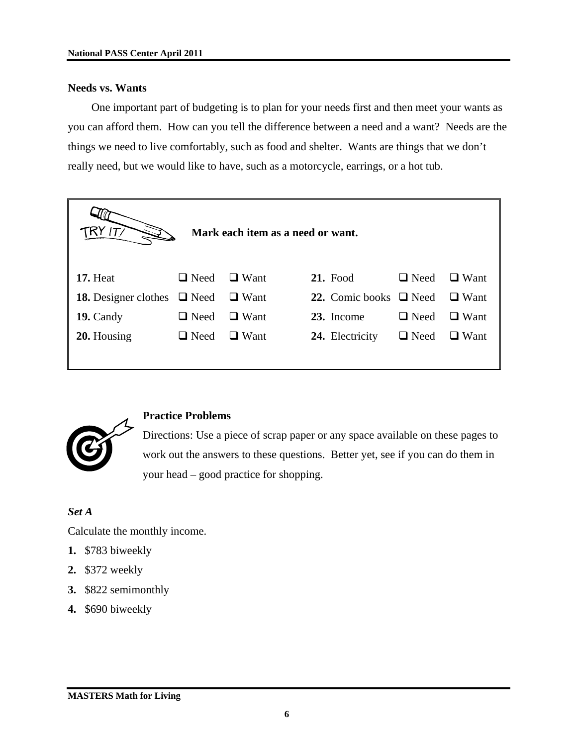### Needs vs. Wants

One important part of budgeting is to plan for your needs first and then meet your wants as you can afford them. How can you tell the difference between a need and a want? Needs are the things we need to live comfortably, such as food and shelter. Wants are things that we don't really need, but we would like to have, such as a motorcycle, earrings, or a hot tub.

TRY IT! **Mark each item as a need or want.**

| Item | | | Item | | |
|---|---|---|---|---|---|
| **17.** Heat | ❑ Need | ❑ Want | **21.** Food | ❑ Need | ❑ Want |
| **18.** Designer clothes | ❑ Need | ❑ Want | **22.** Comic books | ❑ Need | ❑ Want |
| **19.** Candy | ❑ Need | ❑ Want | **23.** Income | ❑ Need | ❑ Want |
| **20.** Housing | ❑ Need | ❑ Want | **24.** Electricity | ❑ Need | ❑ Want |

### Practice Problems

Directions: Use a piece of scrap paper or any space available on these pages to work out the answers to these questions. Better yet, see if you can do them in your head – good practice for shopping.

***Set A***

Calculate the monthly income.

**1.** $783 biweekly

**2.** $372 weekly

**3.** $822 semimonthly

**4.** $690 biweekly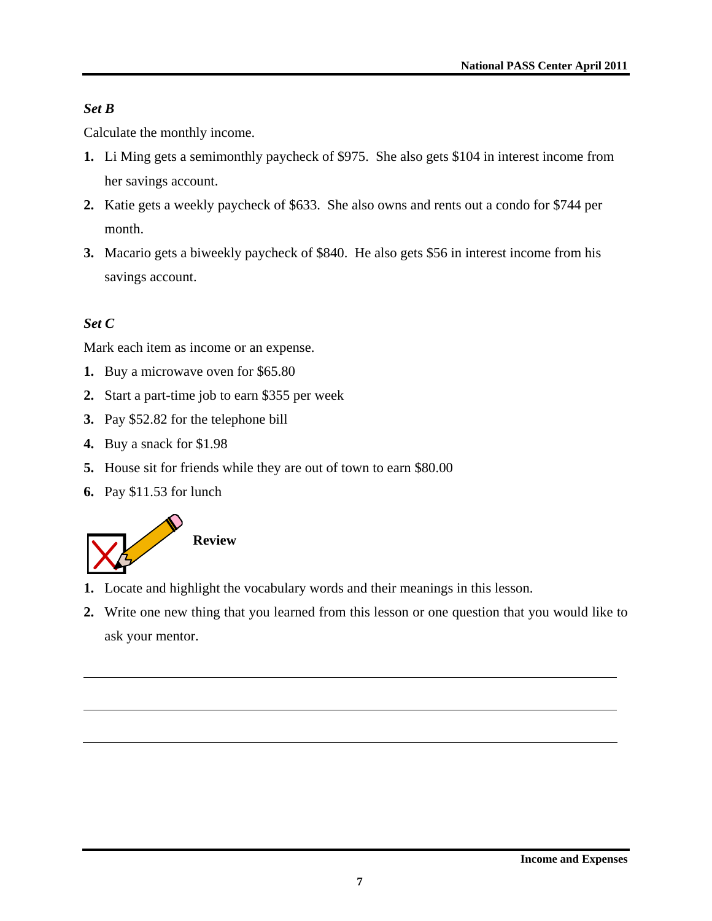*Set B*

Calculate the monthly income.

1. Li Ming gets a semimonthly paycheck of $975. She also gets $104 in interest income from her savings account.
2. Katie gets a weekly paycheck of $633. She also owns and rents out a condo for $744 per month.
3. Macario gets a biweekly paycheck of $840. He also gets $56 in interest income from his savings account.

*Set C*

Mark each item as income or an expense.

1. Buy a microwave oven for $65.80
2. Start a part-time job to earn $355 per week
3. Pay $52.82 for the telephone bill
4. Buy a snack for $1.98
5. House sit for friends while they are out of town to earn $80.00
6. Pay $11.53 for lunch

**Review**

1. Locate and highlight the vocabulary words and their meanings in this lesson.
2. Write one new thing that you learned from this lesson or one question that you would like to ask your mentor.

\_\_\_\_\_\_\_\_\_\_\_\_\_\_\_\_\_\_\_\_\_\_\_\_\_\_\_\_\_\_\_\_\_\_\_\_\_\_\_\_\_\_\_\_\_\_\_\_\_\_\_\_\_\_\_\_\_\_\_\_\_\_\_\_\_\_\_\_\_\_

\_\_\_\_\_\_\_\_\_\_\_\_\_\_\_\_\_\_\_\_\_\_\_\_\_\_\_\_\_\_\_\_\_\_\_\_\_\_\_\_\_\_\_\_\_\_\_\_\_\_\_\_\_\_\_\_\_\_\_\_\_\_\_\_\_\_\_\_\_\_

\_\_\_\_\_\_\_\_\_\_\_\_\_\_\_\_\_\_\_\_\_\_\_\_\_\_\_\_\_\_\_\_\_\_\_\_\_\_\_\_\_\_\_\_\_\_\_\_\_\_\_\_\_\_\_\_\_\_\_\_\_\_\_\_\_\_\_\_\_\_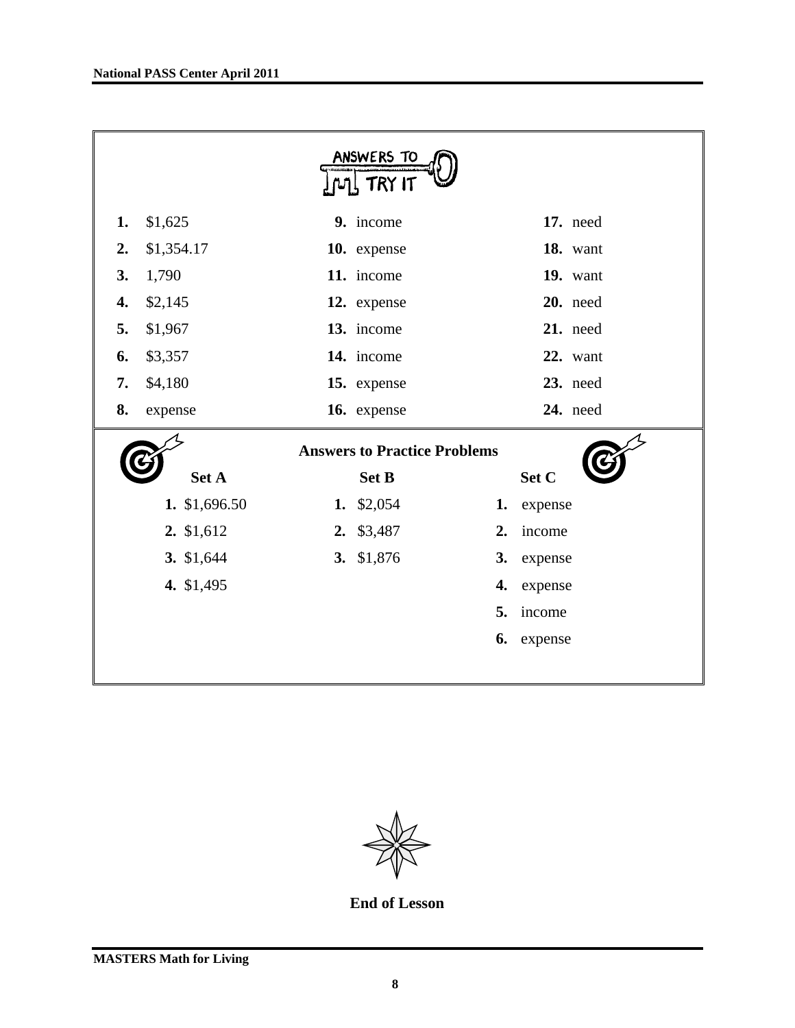## ANSWERS TO TRY IT

| | | |
|---|---|---|
| **1.** $1,625 | **9.** income | **17.** need |
| **2.** $1,354.17 | **10.** expense | **18.** want |
| **3.** 1,790 | **11.** income | **19.** want |
| **4.** $2,145 | **12.** expense | **20.** need |
| **5.** $1,967 | **13.** income | **21.** need |
| **6.** $3,357 | **14.** income | **22.** want |
| **7.** $4,180 | **15.** expense | **23.** need |
| **8.** expense | **16.** expense | **24.** need |

## Answers to Practice Problems

| Set A | Set B | Set C |
|---|---|---|
| **1.** $1,696.50 | **1.** $2,054 | **1.** expense |
| **2.** $1,612 | **2.** $3,487 | **2.** income |
| **3.** $1,644 | **3.** $1,876 | **3.** expense |
| **4.** $1,495 | | **4.** expense |
| | | **5.** income |
| | | **6.** expense |

**End of Lesson**